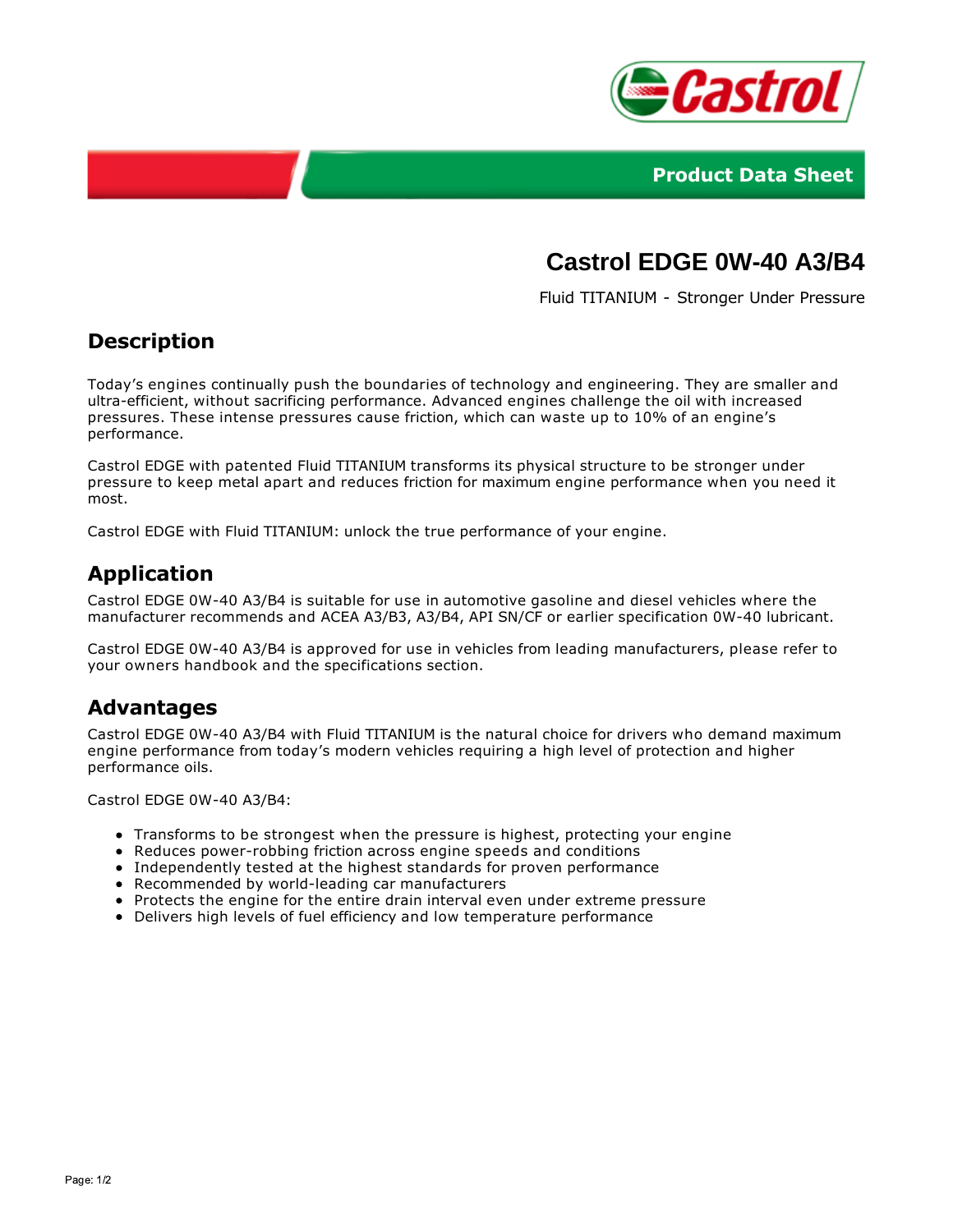Product Data Sheet

# Castrol EDGE 0W-40 A3/B4

Fluid TITANIUM - Stronger Under Pressure

## Description

Today's engines continually push the boundaries of technology and engineering. They are smaller and ultra-efficient, without sacrificing performance. Advanced engines challenge the oil with increased pressures. These intense pressures cause friction, which can waste up to 10% of an engine's performance.

Castrol EDGE with patented Fluid TITANIUM transforms its physical structure to be stronger under pressure to keep metal apart and reduces friction for maximum engine performance when you need it most.

Castrol EDGE with Fluid TITANIUM: unlock the true performance of your engine.

## Application

Castrol EDGE 0W-40 A3/B4 is suitable for use in automotive gasoline and diesel vehicles where the manufacturer recommends and ACEA A3/B3, A3/B4, API SN/CF or earlier specification 0W-40 lubricant.

Castrol EDGE 0W-40 A3/B4 is approved for use in vehicles from leading manufacturers, please refer to your owners handbook and the specifications section.

## Advantages

Castrol EDGE 0W-40 A3/B4 with Fluid TITANIUM is the natural choice for drivers who demand maximum engine performance from today's modern vehicles requiring a high level of protection and higher performance oils.

Castrol EDGE 0W-40 A3/B4:

- Transforms to be strongest when the pressure is highest, protecting your engine
- Reduces power-robbing friction across engine speeds and conditions
- Independently tested at the highest standards for proven performance
- Recommended by world-leading car manufacturers
- Protects the engine for the entire drain interval even under extreme pressure
- Delivers high levels of fuel efficiency and low temperature performance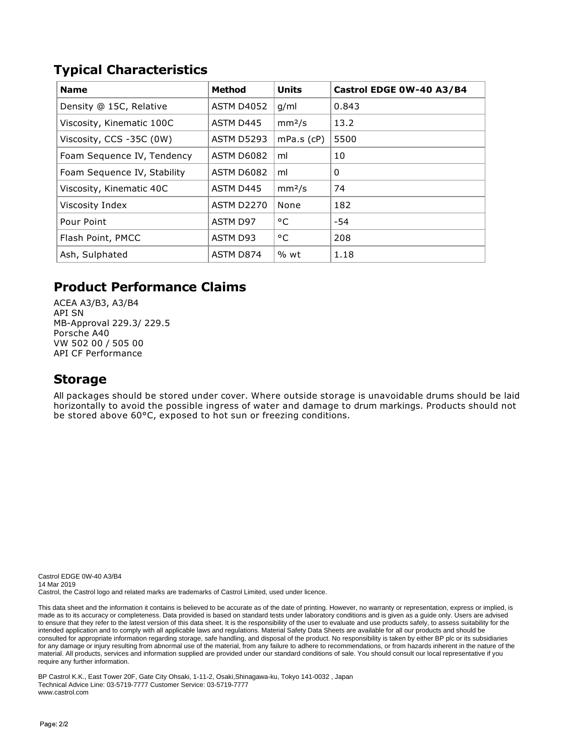## Typical Characteristics

| Name | Method | Units | Castrol EDGE 0W-40 A3/B4 |
|---|---|---|---|
| Density @ 15C, Relative | ASTM D4052 | g/ml | 0.843 |
| Viscosity, Kinematic 100C | ASTM D445 | $mm^2/s$ | 13.2 |
| Viscosity, CCS -35C (0W) | ASTM D5293 | mPa.s (cP) | 5500 |
| Foam Sequence IV, Tendency | ASTM D6082 | ml | 10 |
| Foam Sequence IV, Stability | ASTM D6082 | ml | 0 |
| Viscosity, Kinematic 40C | ASTM D445 | $mm^2/s$ | 74 |
| Viscosity Index | ASTM D2270 | None | 182 |
| Pour Point | ASTM D97 | °C | -54 |
| Flash Point, PMCC | ASTM D93 | °C | 208 |
| Ash, Sulphated | ASTM D874 | % wt | 1.18 |

## Product Performance Claims

ACEA A3/B3, A3/B4
API SN
MB-Approval 229.3/ 229.5
Porsche A40
VW 502 00 / 505 00
API CF Performance

## Storage

All packages should be stored under cover. Where outside storage is unavoidable drums should be laid horizontally to avoid the possible ingress of water and damage to drum markings. Products should not be stored above 60°C, exposed to hot sun or freezing conditions.

Castrol EDGE 0W-40 A3/B4
14 Mar 2019
Castrol, the Castrol logo and related marks are trademarks of Castrol Limited, used under licence.

This data sheet and the information it contains is believed to be accurate as of the date of printing. However, no warranty or representation, express or implied, is made as to its accuracy or completeness. Data provided is based on standard tests under laboratory conditions and is given as a guide only. Users are advised to ensure that they refer to the latest version of this data sheet. It is the responsibility of the user to evaluate and use products safely, to assess suitability for the intended application and to comply with all applicable laws and regulations. Material Safety Data Sheets are available for all our products and should be consulted for appropriate information regarding storage, safe handling, and disposal of the product. No responsibility is taken by either BP plc or its subsidiaries for any damage or injury resulting from abnormal use of the material, from any failure to adhere to recommendations, or from hazards inherent in the nature of the material. All products, services and information supplied are provided under our standard conditions of sale. You should consult our local representative if you require any further information.

BP Castrol K.K., East Tower 20F, Gate City Ohsaki, 1-11-2, Osaki,Shinagawa-ku, Tokyo 141-0032 , Japan
Technical Advice Line: 03-5719-7777 Customer Service: 03-5719-7777
www.castrol.com